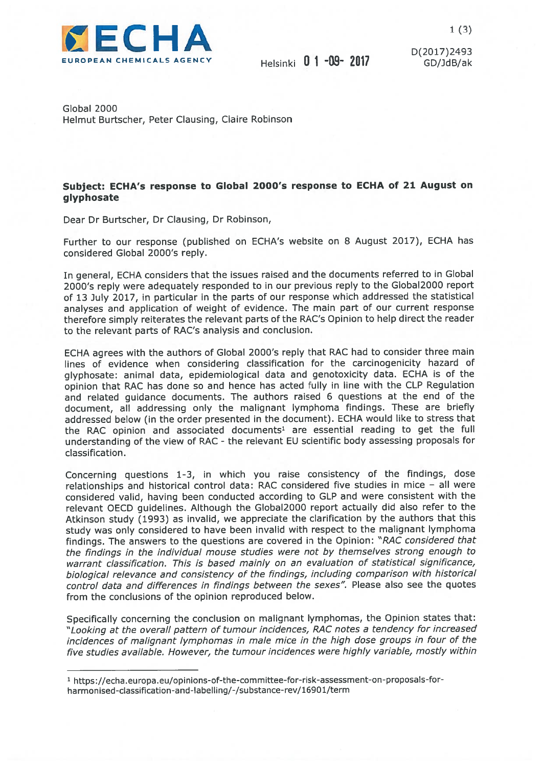**ECHA**
EUROPEAN CHEMICALS AGENCY

Helsinki 01-09-2017

D(2017)2493
GD/JdB/ak

Global 2000
Helmut Burtscher, Peter Clausing, Claire Robinson

**Subject: ECHA's response to Global 2000's response to ECHA of 21 August on glyphosate**

Dear Dr Burtscher, Dr Clausing, Dr Robinson,

Further to our response (published on ECHA's website on 8 August 2017), ECHA has considered Global 2000's reply.

In general, ECHA considers that the issues raised and the documents referred to in Global 2000's reply were adequately responded to in our previous reply to the Global2000 report of 13 July 2017, in particular in the parts of our response which addressed the statistical analyses and application of weight of evidence. The main part of our current response therefore simply reiterates the relevant parts of the RAC's Opinion to help direct the reader to the relevant parts of RAC's analysis and conclusion.

ECHA agrees with the authors of Global 2000's reply that RAC had to consider three main lines of evidence when considering classification for the carcinogenicity hazard of glyphosate: animal data, epidemiological data and genotoxicity data. ECHA is of the opinion that RAC has done so and hence has acted fully in line with the CLP Regulation and related guidance documents. The authors raised 6 questions at the end of the document, all addressing only the malignant lymphoma findings. These are briefly addressed below (in the order presented in the document). ECHA would like to stress that the RAC opinion and associated documents[1] are essential reading to get the full understanding of the view of RAC - the relevant EU scientific body assessing proposals for classification.

Concerning questions 1-3, in which you raise consistency of the findings, dose relationships and historical control data: RAC considered five studies in mice – all were considered valid, having been conducted according to GLP and were consistent with the relevant OECD guidelines. Although the Global2000 report actually did also refer to the Atkinson study (1993) as invalid, we appreciate the clarification by the authors that this study was only considered to have been invalid with respect to the malignant lymphoma findings. The answers to the questions are covered in the Opinion: *"RAC considered that the findings in the individual mouse studies were not by themselves strong enough to warrant classification. This is based mainly on an evaluation of statistical significance, biological relevance and consistency of the findings, including comparison with historical control data and differences in findings between the sexes".* Please also see the quotes from the conclusions of the opinion reproduced below.

Specifically concerning the conclusion on malignant lymphomas, the Opinion states that: *"Looking at the overall pattern of tumour incidences, RAC notes a tendency for increased incidences of malignant lymphomas in male mice in the high dose groups in four of the five studies available. However, the tumour incidences were highly variable, mostly within*

---

[1] https://echa.europa.eu/opinions-of-the-committee-for-risk-assessment-on-proposals-for-harmonised-classification-and-labelling/-/substance-rev/16901/term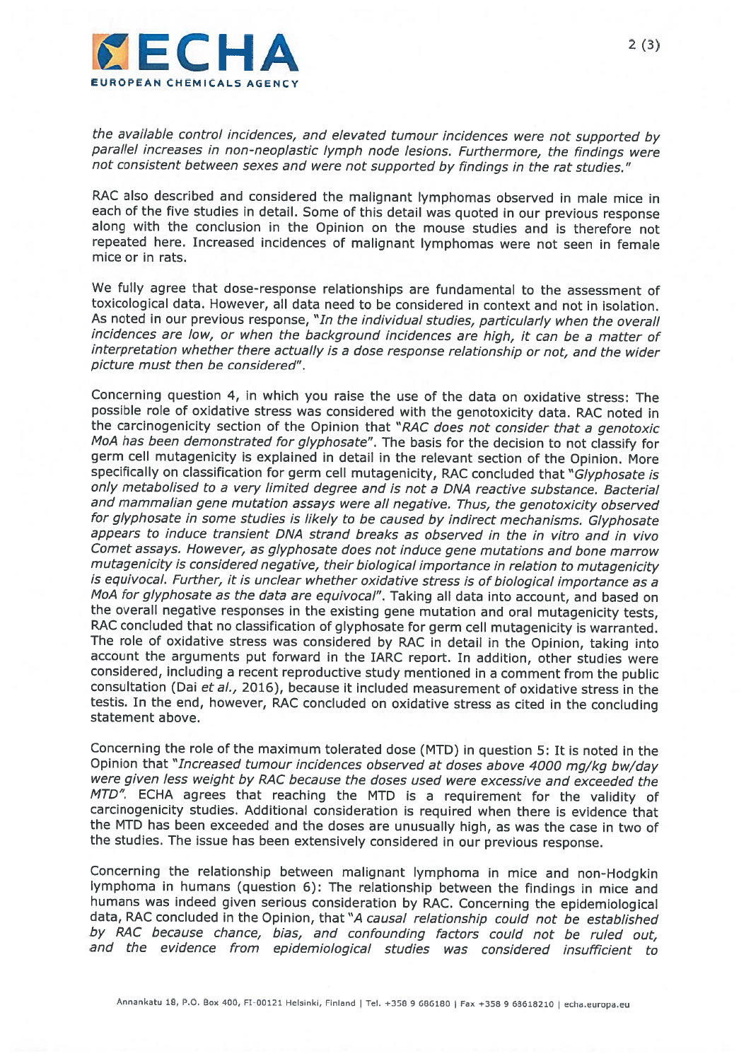*the available control incidences, and elevated tumour incidences were not supported by parallel increases in non-neoplastic lymph node lesions. Furthermore, the findings were not consistent between sexes and were not supported by findings in the rat studies."*

RAC also described and considered the malignant lymphomas observed in male mice in each of the five studies in detail. Some of this detail was quoted in our previous response along with the conclusion in the Opinion on the mouse studies and is therefore not repeated here. Increased incidences of malignant lymphomas were not seen in female mice or in rats.

We fully agree that dose-response relationships are fundamental to the assessment of toxicological data. However, all data need to be considered in context and not in isolation. As noted in our previous response, *"In the individual studies, particularly when the overall incidences are low, or when the background incidences are high, it can be a matter of interpretation whether there actually is a dose response relationship or not, and the wider picture must then be considered"*.

Concerning question 4, in which you raise the use of the data on oxidative stress: The possible role of oxidative stress was considered with the genotoxicity data. RAC noted in the carcinogenicity section of the Opinion that *"RAC does not consider that a genotoxic MoA has been demonstrated for glyphosate"*. The basis for the decision to not classify for germ cell mutagenicity is explained in detail in the relevant section of the Opinion. More specifically on classification for germ cell mutagenicity, RAC concluded that *"Glyphosate is only metabolised to a very limited degree and is not a DNA reactive substance. Bacterial and mammalian gene mutation assays were all negative. Thus, the genotoxicity observed for glyphosate in some studies is likely to be caused by indirect mechanisms. Glyphosate appears to induce transient DNA strand breaks as observed in the in vitro and in vivo Comet assays. However, as glyphosate does not induce gene mutations and bone marrow mutagenicity is considered negative, their biological importance in relation to mutagenicity is equivocal. Further, it is unclear whether oxidative stress is of biological importance as a MoA for glyphosate as the data are equivocal"*. Taking all data into account, and based on the overall negative responses in the existing gene mutation and oral mutagenicity tests, RAC concluded that no classification of glyphosate for germ cell mutagenicity is warranted. The role of oxidative stress was considered by RAC in detail in the Opinion, taking into account the arguments put forward in the IARC report. In addition, other studies were considered, including a recent reproductive study mentioned in a comment from the public consultation (Dai *et al.*, 2016), because it included measurement of oxidative stress in the testis. In the end, however, RAC concluded on oxidative stress as cited in the concluding statement above.

Concerning the role of the maximum tolerated dose (MTD) in question 5: It is noted in the Opinion that *"Increased tumour incidences observed at doses above 4000 mg/kg bw/day were given less weight by RAC because the doses used were excessive and exceeded the MTD"*. ECHA agrees that reaching the MTD is a requirement for the validity of carcinogenicity studies. Additional consideration is required when there is evidence that the MTD has been exceeded and the doses are unusually high, as was the case in two of the studies. The issue has been extensively considered in our previous response.

Concerning the relationship between malignant lymphoma in mice and non-Hodgkin lymphoma in humans (question 6): The relationship between the findings in mice and humans was indeed given serious consideration by RAC. Concerning the epidemiological data, RAC concluded in the Opinion, that *"A causal relationship could not be established by RAC because chance, bias, and confounding factors could not be ruled out, and the evidence from epidemiological studies was considered insufficient to*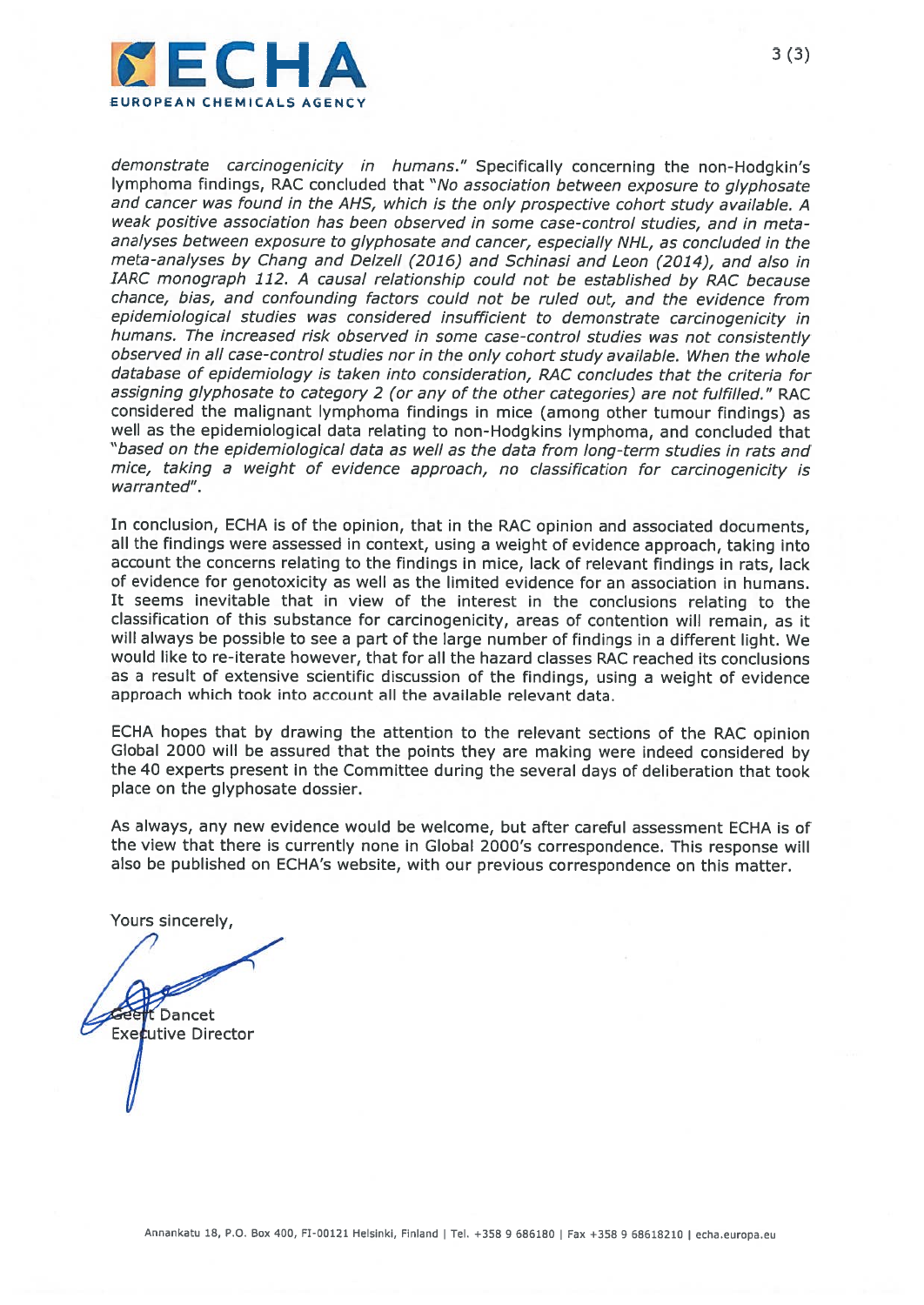*demonstrate carcinogenicity in humans*." Specifically concerning the non-Hodgkin's lymphoma findings, RAC concluded that "*No association between exposure to glyphosate and cancer was found in the AHS, which is the only prospective cohort study available. A weak positive association has been observed in some case-control studies, and in meta-analyses between exposure to glyphosate and cancer, especially NHL, as concluded in the meta-analyses by Chang and Delzell (2016) and Schinasi and Leon (2014), and also in IARC monograph 112. A causal relationship could not be established by RAC because chance, bias, and confounding factors could not be ruled out, and the evidence from epidemiological studies was considered insufficient to demonstrate carcinogenicity in humans. The increased risk observed in some case-control studies was not consistently observed in all case-control studies nor in the only cohort study available. When the whole database of epidemiology is taken into consideration, RAC concludes that the criteria for assigning glyphosate to category 2 (or any of the other categories) are not fulfilled.*" RAC considered the malignant lymphoma findings in mice (among other tumour findings) as well as the epidemiological data relating to non-Hodgkins lymphoma, and concluded that "*based on the epidemiological data as well as the data from long-term studies in rats and mice, taking a weight of evidence approach, no classification for carcinogenicity is warranted*".

In conclusion, ECHA is of the opinion, that in the RAC opinion and associated documents, all the findings were assessed in context, using a weight of evidence approach, taking into account the concerns relating to the findings in mice, lack of relevant findings in rats, lack of evidence for genotoxicity as well as the limited evidence for an association in humans. It seems inevitable that in view of the interest in the conclusions relating to the classification of this substance for carcinogenicity, areas of contention will remain, as it will always be possible to see a part of the large number of findings in a different light. We would like to re-iterate however, that for all the hazard classes RAC reached its conclusions as a result of extensive scientific discussion of the findings, using a weight of evidence approach which took into account all the available relevant data.

ECHA hopes that by drawing the attention to the relevant sections of the RAC opinion Global 2000 will be assured that the points they are making were indeed considered by the 40 experts present in the Committee during the several days of deliberation that took place on the glyphosate dossier.

As always, any new evidence would be welcome, but after careful assessment ECHA is of the view that there is currently none in Global 2000's correspondence. This response will also be published on ECHA's website, with our previous correspondence on this matter.

Yours sincerely,

Geert Dancet
Executive Director

Annankatu 18, P.O. Box 400, FI-00121 Helsinki, Finland | Tel. +358 9 686180 | Fax +358 9 68618210 | echa.europa.eu